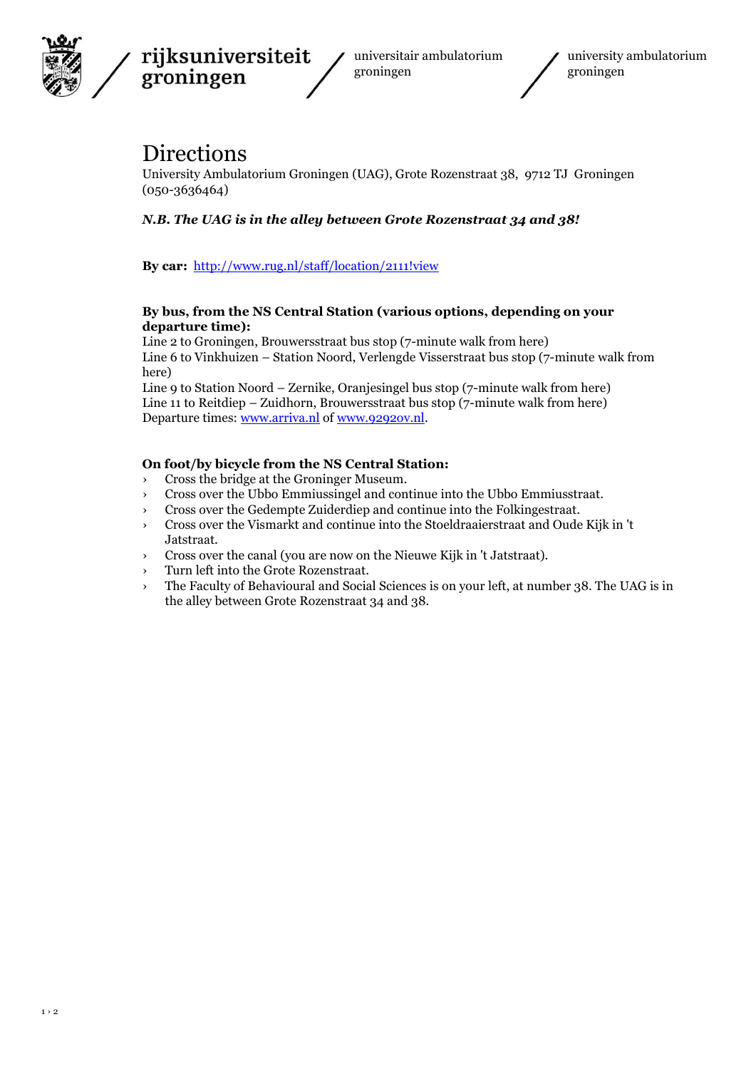rijksuniversiteit groningen / universitair ambulatorium groningen / university ambulatorium groningen

# Directions

University Ambulatorium Groningen (UAG), Grote Rozenstraat 38, 9712 TJ Groningen (050-3636464)

***N.B. The UAG is in the alley between Grote Rozenstraat 34 and 38!***

**By car:** http://www.rug.nl/staff/location/2111!view

**By bus, from the NS Central Station (various options, depending on your departure time):**

Line 2 to Groningen, Brouwersstraat bus stop (7-minute walk from here)
Line 6 to Vinkhuizen – Station Noord, Verlengde Visserstraat bus stop (7-minute walk from here)
Line 9 to Station Noord – Zernike, Oranjesingel bus stop (7-minute walk from here)
Line 11 to Reitdiep – Zuidhorn, Brouwersstraat bus stop (7-minute walk from here)
Departure times: www.arriva.nl of www.9292ov.nl.

**On foot/by bicycle from the NS Central Station:**

- Cross the bridge at the Groninger Museum.
- Cross over the Ubbo Emmiussingel and continue into the Ubbo Emmiusstraat.
- Cross over the Gedempte Zuiderdiep and continue into the Folkingestraat.
- Cross over the Vismarkt and continue into the Stoeldraaierstraat and Oude Kijk in 't Jatstraat.
- Cross over the canal (you are now on the Nieuwe Kijk in 't Jatstraat).
- Turn left into the Grote Rozenstraat.
- The Faculty of Behavioural and Social Sciences is on your left, at number 38. The UAG is in the alley between Grote Rozenstraat 34 and 38.